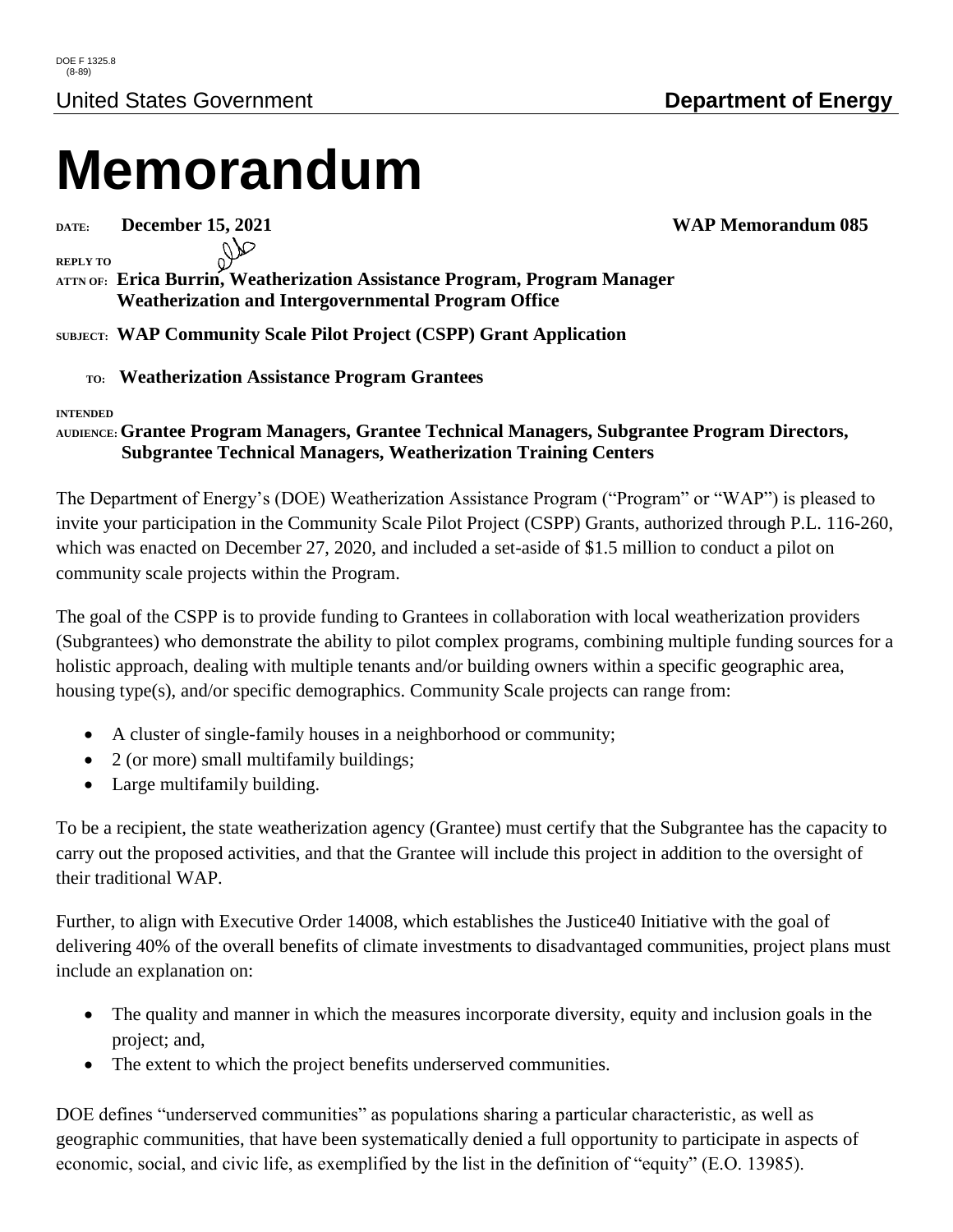DOE F 1325.8
(8-89)

United States Government **Department of Energy**

# Memorandum

**DATE:** **December 15, 2021** **WAP Memorandum 085**

**REPLY TO ATTN OF:** **Erica Burrin, Weatherization Assistance Program, Program Manager Weatherization and Intergovernmental Program Office**

**SUBJECT:** **WAP Community Scale Pilot Project (CSPP) Grant Application**

**TO:** **Weatherization Assistance Program Grantees**

**INTENDED AUDIENCE:** **Grantee Program Managers, Grantee Technical Managers, Subgrantee Program Directors, Subgrantee Technical Managers, Weatherization Training Centers**

The Department of Energy's (DOE) Weatherization Assistance Program ("Program" or "WAP") is pleased to invite your participation in the Community Scale Pilot Project (CSPP) Grants, authorized through P.L. 116-260, which was enacted on December 27, 2020, and included a set-aside of $1.5 million to conduct a pilot on community scale projects within the Program.

The goal of the CSPP is to provide funding to Grantees in collaboration with local weatherization providers (Subgrantees) who demonstrate the ability to pilot complex programs, combining multiple funding sources for a holistic approach, dealing with multiple tenants and/or building owners within a specific geographic area, housing type(s), and/or specific demographics. Community Scale projects can range from:

- A cluster of single-family houses in a neighborhood or community;
- 2 (or more) small multifamily buildings;
- Large multifamily building.

To be a recipient, the state weatherization agency (Grantee) must certify that the Subgrantee has the capacity to carry out the proposed activities, and that the Grantee will include this project in addition to the oversight of their traditional WAP.

Further, to align with Executive Order 14008, which establishes the Justice40 Initiative with the goal of delivering 40% of the overall benefits of climate investments to disadvantaged communities, project plans must include an explanation on:

- The quality and manner in which the measures incorporate diversity, equity and inclusion goals in the project; and,
- The extent to which the project benefits underserved communities.

DOE defines "underserved communities" as populations sharing a particular characteristic, as well as geographic communities, that have been systematically denied a full opportunity to participate in aspects of economic, social, and civic life, as exemplified by the list in the definition of "equity" (E.O. 13985).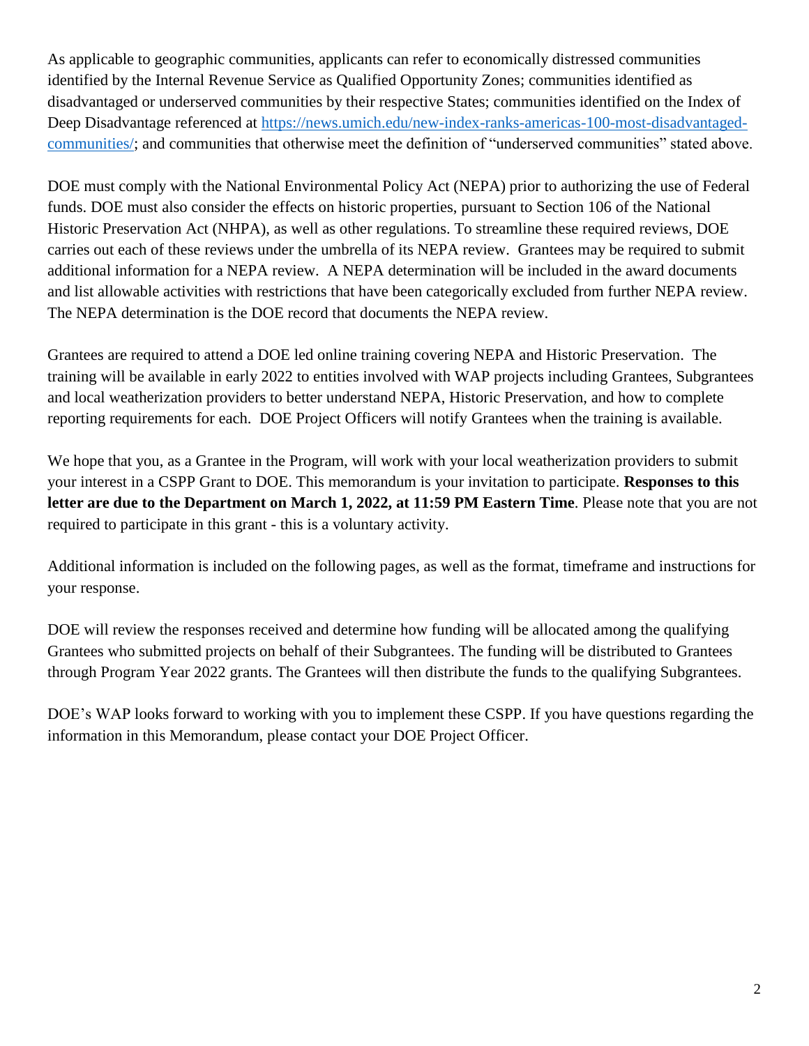As applicable to geographic communities, applicants can refer to economically distressed communities identified by the Internal Revenue Service as Qualified Opportunity Zones; communities identified as disadvantaged or underserved communities by their respective States; communities identified on the Index of Deep Disadvantage referenced at [https://news.umich.edu/new-index-ranks-americas-100-most-disadvantaged-communities/](https://news.umich.edu/new-index-ranks-americas-100-most-disadvantaged-communities/); and communities that otherwise meet the definition of "underserved communities" stated above.

DOE must comply with the National Environmental Policy Act (NEPA) prior to authorizing the use of Federal funds. DOE must also consider the effects on historic properties, pursuant to Section 106 of the National Historic Preservation Act (NHPA), as well as other regulations. To streamline these required reviews, DOE carries out each of these reviews under the umbrella of its NEPA review. Grantees may be required to submit additional information for a NEPA review. A NEPA determination will be included in the award documents and list allowable activities with restrictions that have been categorically excluded from further NEPA review. The NEPA determination is the DOE record that documents the NEPA review.

Grantees are required to attend a DOE led online training covering NEPA and Historic Preservation. The training will be available in early 2022 to entities involved with WAP projects including Grantees, Subgrantees and local weatherization providers to better understand NEPA, Historic Preservation, and how to complete reporting requirements for each. DOE Project Officers will notify Grantees when the training is available.

We hope that you, as a Grantee in the Program, will work with your local weatherization providers to submit your interest in a CSPP Grant to DOE. This memorandum is your invitation to participate. **Responses to this letter are due to the Department on March 1, 2022, at 11:59 PM Eastern Time**. Please note that you are not required to participate in this grant - this is a voluntary activity.

Additional information is included on the following pages, as well as the format, timeframe and instructions for your response.

DOE will review the responses received and determine how funding will be allocated among the qualifying Grantees who submitted projects on behalf of their Subgrantees. The funding will be distributed to Grantees through Program Year 2022 grants. The Grantees will then distribute the funds to the qualifying Subgrantees.

DOE's WAP looks forward to working with you to implement these CSPP. If you have questions regarding the information in this Memorandum, please contact your DOE Project Officer.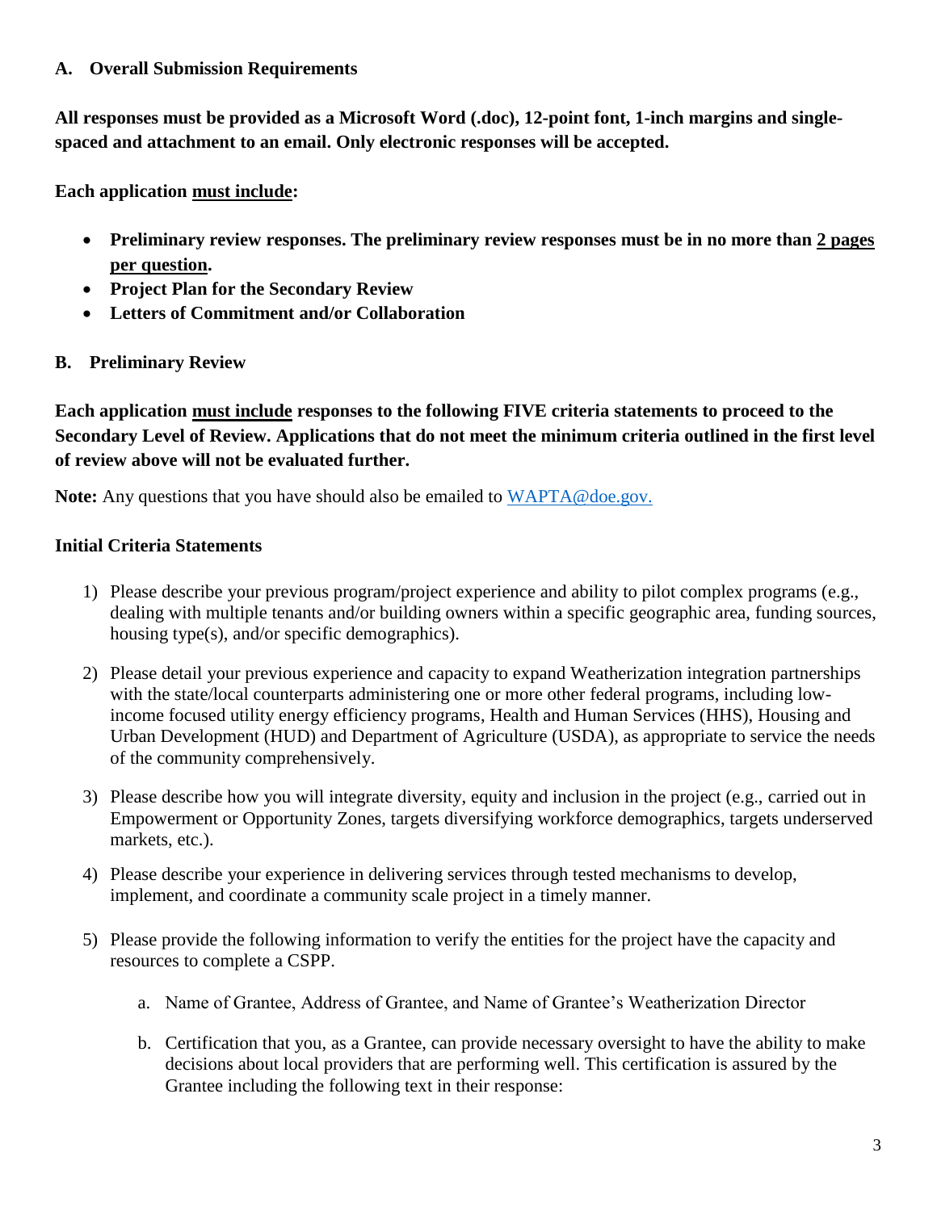### A. Overall Submission Requirements

**All responses must be provided as a Microsoft Word (.doc), 12-point font, 1-inch margins and single-spaced and attachment to an email. Only electronic responses will be accepted.**

**Each application <u>must include</u>:**

- **Preliminary review responses. The preliminary review responses must be in no more than <u>2 pages per question</u>.**
- **Project Plan for the Secondary Review**
- **Letters of Commitment and/or Collaboration**

### B. Preliminary Review

**Each application <u>must include</u> responses to the following FIVE criteria statements to proceed to the Secondary Level of Review. Applications that do not meet the minimum criteria outlined in the first level of review above will not be evaluated further.**

**Note:** Any questions that you have should also be emailed to WAPTA@doe.gov.

#### Initial Criteria Statements

1) Please describe your previous program/project experience and ability to pilot complex programs (e.g., dealing with multiple tenants and/or building owners within a specific geographic area, funding sources, housing type(s), and/or specific demographics).

2) Please detail your previous experience and capacity to expand Weatherization integration partnerships with the state/local counterparts administering one or more other federal programs, including low-income focused utility energy efficiency programs, Health and Human Services (HHS), Housing and Urban Development (HUD) and Department of Agriculture (USDA), as appropriate to service the needs of the community comprehensively.

3) Please describe how you will integrate diversity, equity and inclusion in the project (e.g., carried out in Empowerment or Opportunity Zones, targets diversifying workforce demographics, targets underserved markets, etc.).

4) Please describe your experience in delivering services through tested mechanisms to develop, implement, and coordinate a community scale project in a timely manner.

5) Please provide the following information to verify the entities for the project have the capacity and resources to complete a CSPP.

    a. Name of Grantee, Address of Grantee, and Name of Grantee's Weatherization Director

    b. Certification that you, as a Grantee, can provide necessary oversight to have the ability to make decisions about local providers that are performing well. This certification is assured by the Grantee including the following text in their response: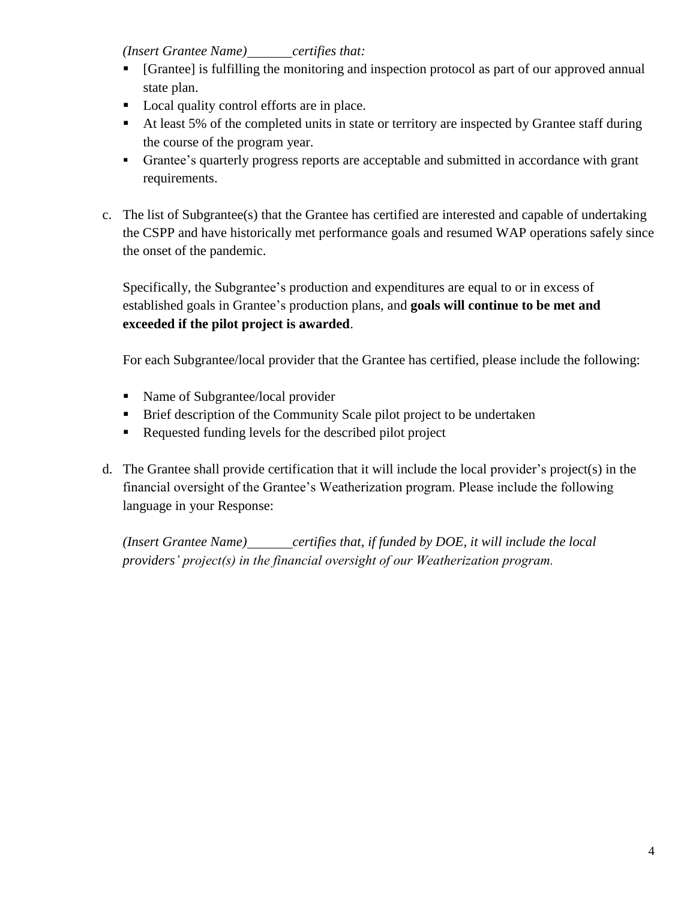*(Insert Grantee Name)\_\_\_\_\_\_\_certifies that:*

- [Grantee] is fulfilling the monitoring and inspection protocol as part of our approved annual state plan.
- Local quality control efforts are in place.
- At least 5% of the completed units in state or territory are inspected by Grantee staff during the course of the program year.
- Grantee's quarterly progress reports are acceptable and submitted in accordance with grant requirements.

c. The list of Subgrantee(s) that the Grantee has certified are interested and capable of undertaking the CSPP and have historically met performance goals and resumed WAP operations safely since the onset of the pandemic.

   Specifically, the Subgrantee's production and expenditures are equal to or in excess of established goals in Grantee's production plans, and **goals will continue to be met and exceeded if the pilot project is awarded**.

   For each Subgrantee/local provider that the Grantee has certified, please include the following:

   - Name of Subgrantee/local provider
   - Brief description of the Community Scale pilot project to be undertaken
   - Requested funding levels for the described pilot project

d. The Grantee shall provide certification that it will include the local provider's project(s) in the financial oversight of the Grantee's Weatherization program. Please include the following language in your Response:

   *(Insert Grantee Name)\_\_\_\_\_\_\_certifies that, if funded by DOE, it will include the local providers' project(s) in the financial oversight of our Weatherization program.*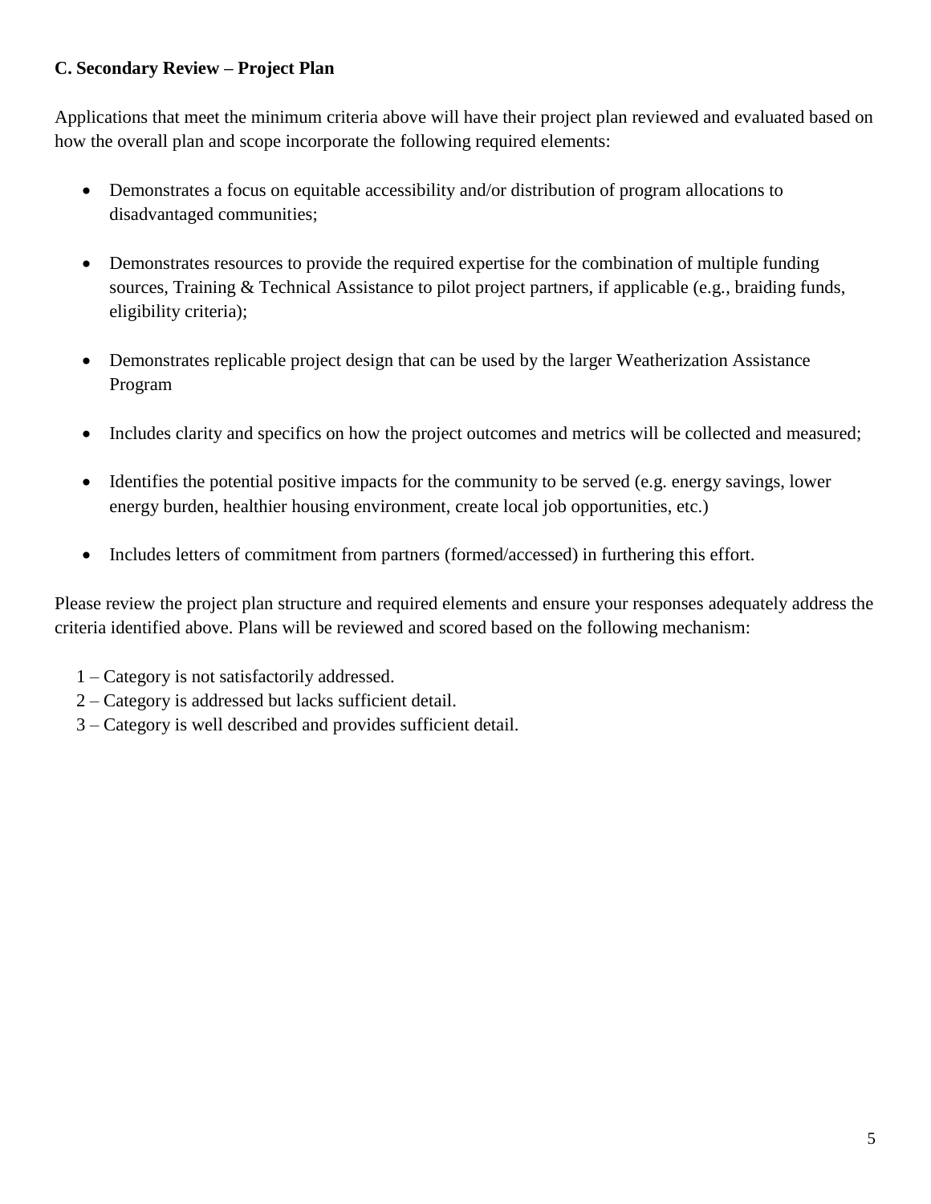**C. Secondary Review – Project Plan**

Applications that meet the minimum criteria above will have their project plan reviewed and evaluated based on how the overall plan and scope incorporate the following required elements:

- Demonstrates a focus on equitable accessibility and/or distribution of program allocations to disadvantaged communities;
- Demonstrates resources to provide the required expertise for the combination of multiple funding sources, Training & Technical Assistance to pilot project partners, if applicable (e.g., braiding funds, eligibility criteria);
- Demonstrates replicable project design that can be used by the larger Weatherization Assistance Program
- Includes clarity and specifics on how the project outcomes and metrics will be collected and measured;
- Identifies the potential positive impacts for the community to be served (e.g. energy savings, lower energy burden, healthier housing environment, create local job opportunities, etc.)
- Includes letters of commitment from partners (formed/accessed) in furthering this effort.

Please review the project plan structure and required elements and ensure your responses adequately address the criteria identified above. Plans will be reviewed and scored based on the following mechanism:

1 – Category is not satisfactorily addressed.
2 – Category is addressed but lacks sufficient detail.
3 – Category is well described and provides sufficient detail.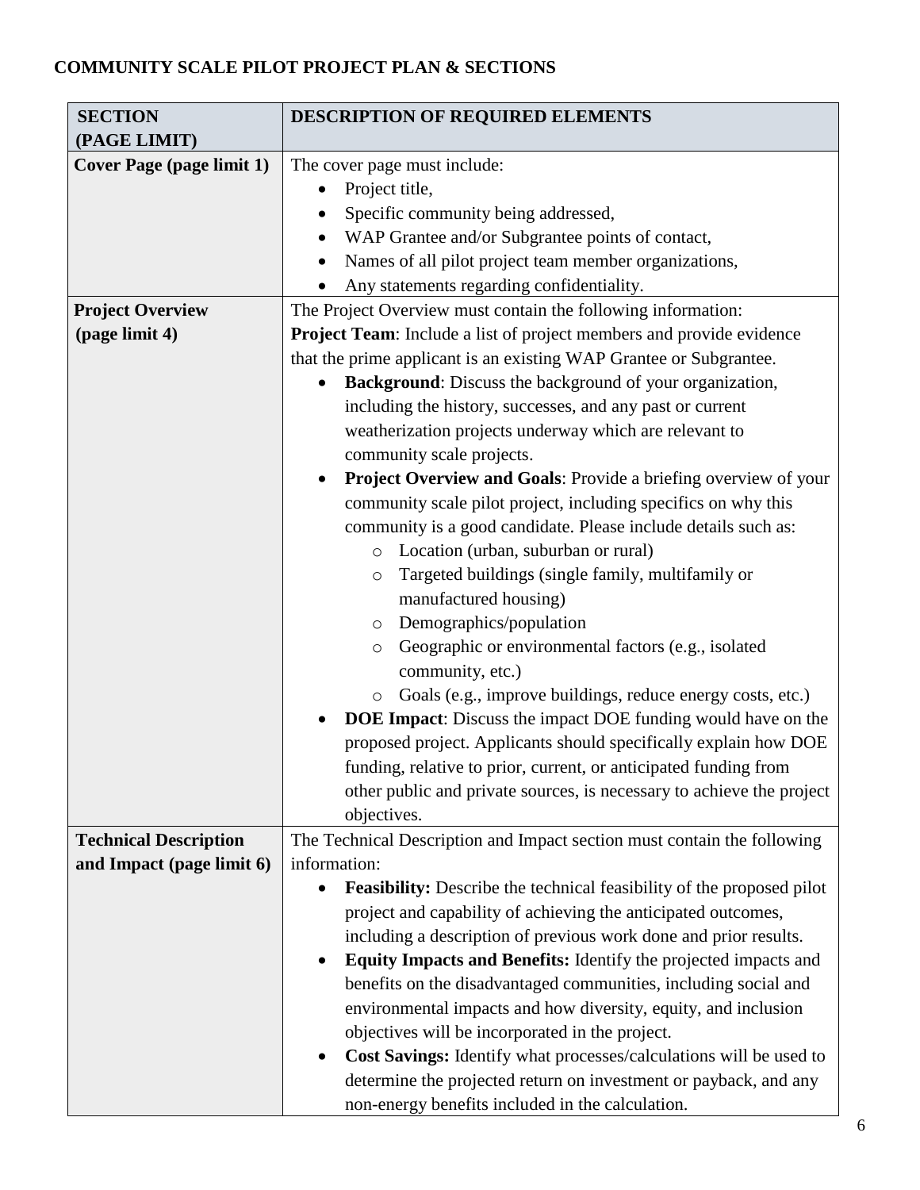**COMMUNITY SCALE PILOT PROJECT PLAN & SECTIONS**

| SECTION (PAGE LIMIT) | DESCRIPTION OF REQUIRED ELEMENTS |
|---|---|
| **Cover Page (page limit 1)** | The cover page must include:<br>• Project title,<br>• Specific community being addressed,<br>• WAP Grantee and/or Subgrantee points of contact,<br>• Names of all pilot project team member organizations,<br>• Any statements regarding confidentiality. |
| **Project Overview (page limit 4)** | The Project Overview must contain the following information:<br>**Project Team**: Include a list of project members and provide evidence that the prime applicant is an existing WAP Grantee or Subgrantee.<br>• **Background**: Discuss the background of your organization, including the history, successes, and any past or current weatherization projects underway which are relevant to community scale projects.<br>• **Project Overview and Goals**: Provide a briefing overview of your community scale pilot project, including specifics on why this community is a good candidate. Please include details such as:<br>  ○ Location (urban, suburban or rural)<br>  ○ Targeted buildings (single family, multifamily or manufactured housing)<br>  ○ Demographics/population<br>  ○ Geographic or environmental factors (e.g., isolated community, etc.)<br>  ○ Goals (e.g., improve buildings, reduce energy costs, etc.)<br>• **DOE Impact**: Discuss the impact DOE funding would have on the proposed project. Applicants should specifically explain how DOE funding, relative to prior, current, or anticipated funding from other public and private sources, is necessary to achieve the project objectives. |
| **Technical Description and Impact (page limit 6)** | The Technical Description and Impact section must contain the following information:<br>• **Feasibility:** Describe the technical feasibility of the proposed pilot project and capability of achieving the anticipated outcomes, including a description of previous work done and prior results.<br>• **Equity Impacts and Benefits:** Identify the projected impacts and benefits on the disadvantaged communities, including social and environmental impacts and how diversity, equity, and inclusion objectives will be incorporated in the project.<br>• **Cost Savings:** Identify what processes/calculations will be used to determine the projected return on investment or payback, and any non-energy benefits included in the calculation. |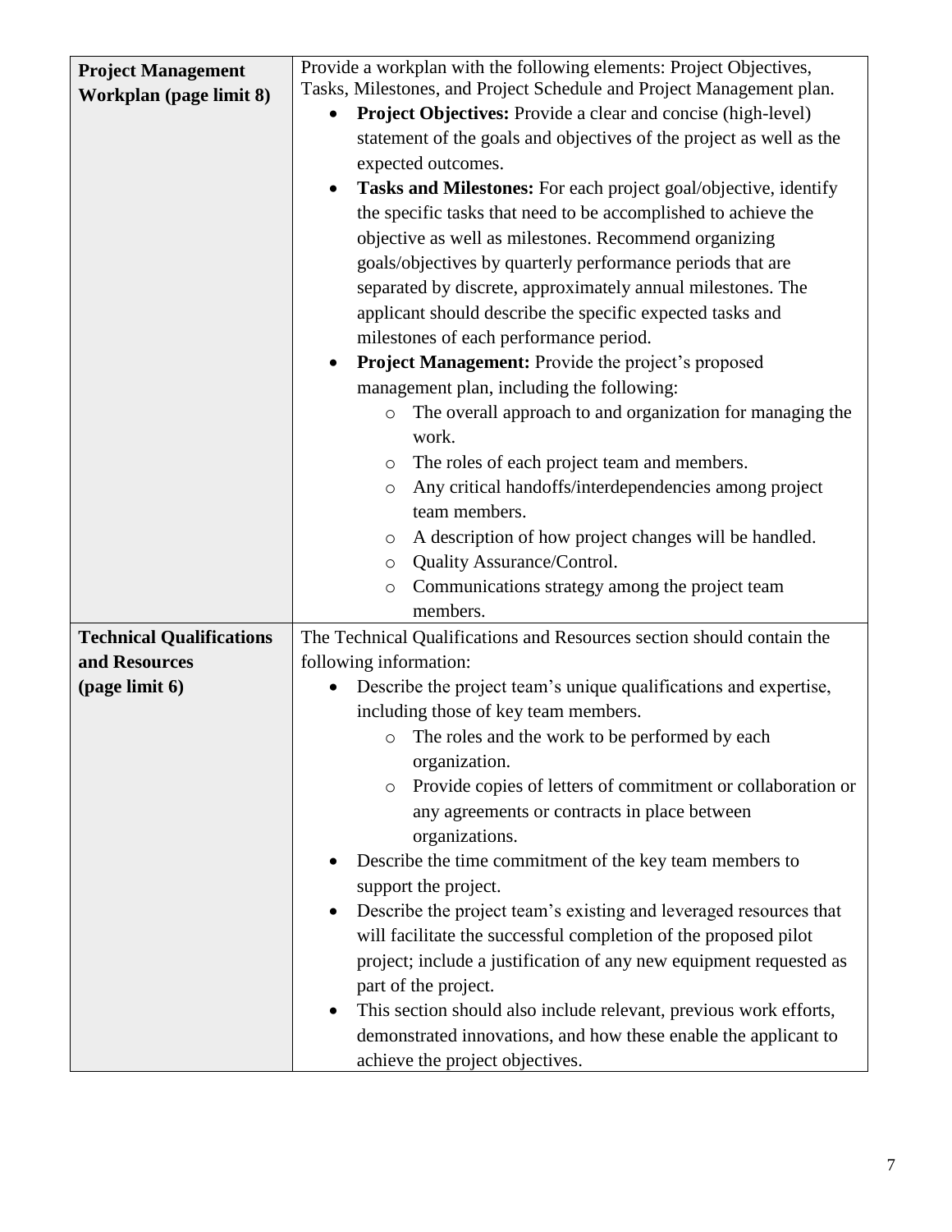| | |
|---|---|
| **Project Management Workplan (page limit 8)** | Provide a workplan with the following elements: Project Objectives, Tasks, Milestones, and Project Schedule and Project Management plan.<br>• **Project Objectives:** Provide a clear and concise (high-level) statement of the goals and objectives of the project as well as the expected outcomes.<br>• **Tasks and Milestones:** For each project goal/objective, identify the specific tasks that need to be accomplished to achieve the objective as well as milestones. Recommend organizing goals/objectives by quarterly performance periods that are separated by discrete, approximately annual milestones. The applicant should describe the specific expected tasks and milestones of each performance period.<br>• **Project Management:** Provide the project's proposed management plan, including the following:<br>  ○ The overall approach to and organization for managing the work.<br>  ○ The roles of each project team and members.<br>  ○ Any critical handoffs/interdependencies among project team members.<br>  ○ A description of how project changes will be handled.<br>  ○ Quality Assurance/Control.<br>  ○ Communications strategy among the project team members. |
| **Technical Qualifications and Resources (page limit 6)** | The Technical Qualifications and Resources section should contain the following information:<br>• Describe the project team's unique qualifications and expertise, including those of key team members.<br>  ○ The roles and the work to be performed by each organization.<br>  ○ Provide copies of letters of commitment or collaboration or any agreements or contracts in place between organizations.<br>• Describe the time commitment of the key team members to support the project.<br>• Describe the project team's existing and leveraged resources that will facilitate the successful completion of the proposed pilot project; include a justification of any new equipment requested as part of the project.<br>• This section should also include relevant, previous work efforts, demonstrated innovations, and how these enable the applicant to achieve the project objectives. |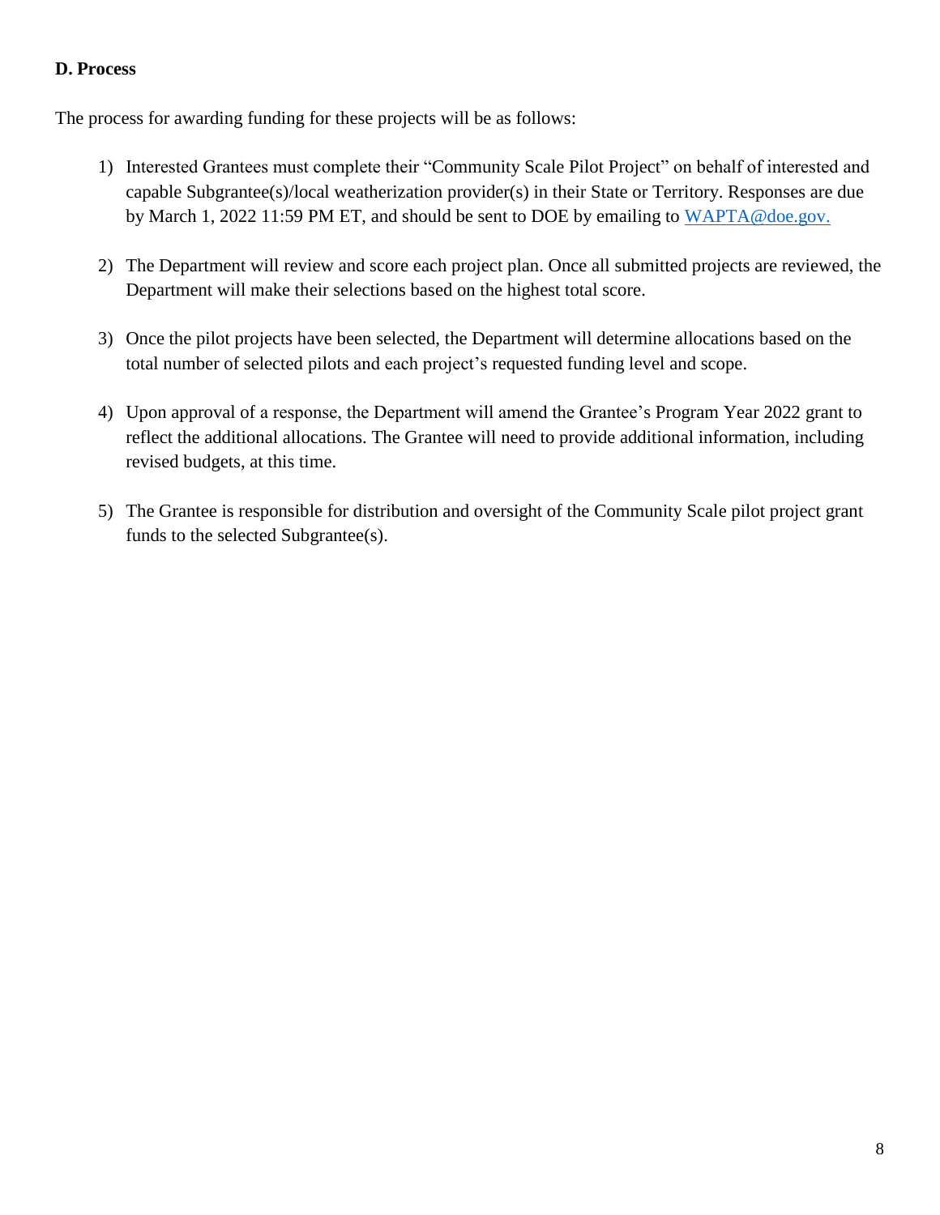**D. Process**

The process for awarding funding for these projects will be as follows:

1) Interested Grantees must complete their "Community Scale Pilot Project" on behalf of interested and capable Subgrantee(s)/local weatherization provider(s) in their State or Territory. Responses are due by March 1, 2022 11:59 PM ET, and should be sent to DOE by emailing to WAPTA@doe.gov.

2) The Department will review and score each project plan. Once all submitted projects are reviewed, the Department will make their selections based on the highest total score.

3) Once the pilot projects have been selected, the Department will determine allocations based on the total number of selected pilots and each project's requested funding level and scope.

4) Upon approval of a response, the Department will amend the Grantee's Program Year 2022 grant to reflect the additional allocations. The Grantee will need to provide additional information, including revised budgets, at this time.

5) The Grantee is responsible for distribution and oversight of the Community Scale pilot project grant funds to the selected Subgrantee(s).